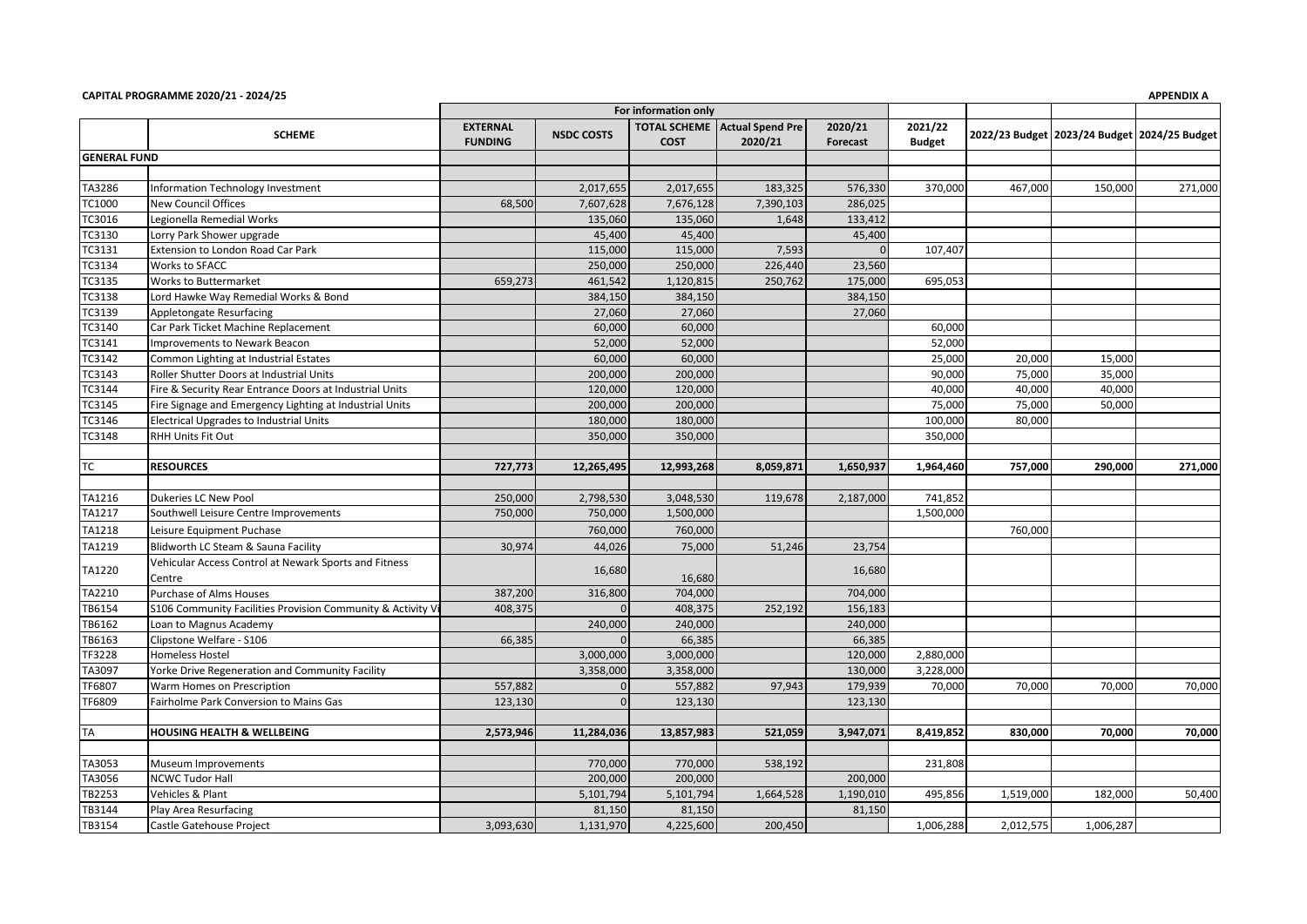**CAPITAL PROGRAMME 2020/21 - 2024/25**

**APPENDIX A**

| | | For information only | | | | | | | | |
|---|---|---|---|---|---|---|---|---|---|---|
| | **SCHEME** | **EXTERNAL FUNDING** | **NSDC COSTS** | **TOTAL SCHEME COST** | **Actual Spend Pre 2020/21** | **2020/21 Forecast** | **2021/22 Budget** | **2022/23 Budget** | **2023/24 Budget** | **2024/25 Budget** |
| **GENERAL FUND** | | | | | | | | | | |
| | | | | | | | | | | |
| TA3286 | Information Technology Investment | | 2,017,655 | 2,017,655 | 183,325 | 576,330 | 370,000 | 467,000 | 150,000 | 271,000 |
| TC1000 | New Council Offices | 68,500 | 7,607,628 | 7,676,128 | 7,390,103 | 286,025 | | | | |
| TC3016 | Legionella Remedial Works | | 135,060 | 135,060 | 1,648 | 133,412 | | | | |
| TC3130 | Lorry Park Shower upgrade | | 45,400 | 45,400 | | 45,400 | | | | |
| TC3131 | Extension to London Road Car Park | | 115,000 | 115,000 | 7,593 | 0 | 107,407 | | | |
| TC3134 | Works to SFACC | | 250,000 | 250,000 | 226,440 | 23,560 | | | | |
| TC3135 | Works to Buttermarket | 659,273 | 461,542 | 1,120,815 | 250,762 | 175,000 | 695,053 | | | |
| TC3138 | Lord Hawke Way Remedial Works & Bond | | 384,150 | 384,150 | | 384,150 | | | | |
| TC3139 | Appletongate Resurfacing | | 27,060 | 27,060 | | 27,060 | | | | |
| TC3140 | Car Park Ticket Machine Replacement | | 60,000 | 60,000 | | | 60,000 | | | |
| TC3141 | Improvements to Newark Beacon | | 52,000 | 52,000 | | | 52,000 | | | |
| TC3142 | Common Lighting at Industrial Estates | | 60,000 | 60,000 | | | 25,000 | 20,000 | 15,000 | |
| TC3143 | Roller Shutter Doors at Industrial Units | | 200,000 | 200,000 | | | 90,000 | 75,000 | 35,000 | |
| TC3144 | Fire & Security Rear Entrance Doors at Industrial Units | | 120,000 | 120,000 | | | 40,000 | 40,000 | 40,000 | |
| TC3145 | Fire Signage and Emergency Lighting at Industrial Units | | 200,000 | 200,000 | | | 75,000 | 75,000 | 50,000 | |
| TC3146 | Electrical Upgrades to Industrial Units | | 180,000 | 180,000 | | | 100,000 | 80,000 | | |
| TC3148 | RHH Units Fit Out | | 350,000 | 350,000 | | | 350,000 | | | |
| | | | | | | | | | | |
| TC | **RESOURCES** | **727,773** | **12,265,495** | **12,993,268** | **8,059,871** | **1,650,937** | **1,964,460** | **757,000** | **290,000** | **271,000** |
| | | | | | | | | | | |
| TA1216 | Dukeries LC New Pool | 250,000 | 2,798,530 | 3,048,530 | 119,678 | 2,187,000 | 741,852 | | | |
| TA1217 | Southwell Leisure Centre Improvements | 750,000 | 750,000 | 1,500,000 | | | 1,500,000 | | | |
| TA1218 | Leisure Equipment Puchase | | 760,000 | 760,000 | | | | 760,000 | | |
| TA1219 | Blidworth LC Steam & Sauna Facility | 30,974 | 44,026 | 75,000 | 51,246 | 23,754 | | | | |
| TA1220 | Vehicular Access Control at Newark Sports and Fitness Centre | | 16,680 | 16,680 | | 16,680 | | | | |
| TA2210 | Purchase of Alms Houses | 387,200 | 316,800 | 704,000 | | 704,000 | | | | |
| TB6154 | S106 Community Facilities Provision Community & Activity Vi | 408,375 | 0 | 408,375 | 252,192 | 156,183 | | | | |
| TB6162 | Loan to Magnus Academy | | 240,000 | 240,000 | | 240,000 | | | | |
| TB6163 | Clipstone Welfare - S106 | 66,385 | 0 | 66,385 | | 66,385 | | | | |
| TF3228 | Homeless Hostel | | 3,000,000 | 3,000,000 | | 120,000 | 2,880,000 | | | |
| TA3097 | Yorke Drive Regeneration and Community Facility | | 3,358,000 | 3,358,000 | | 130,000 | 3,228,000 | | | |
| TF6807 | Warm Homes on Prescription | 557,882 | 0 | 557,882 | 97,943 | 179,939 | 70,000 | 70,000 | 70,000 | 70,000 |
| TF6809 | Fairholme Park Conversion to Mains Gas | 123,130 | 0 | 123,130 | | 123,130 | | | | |
| | | | | | | | | | | |
| TA | **HOUSING HEALTH & WELLBEING** | **2,573,946** | **11,284,036** | **13,857,983** | **521,059** | **3,947,071** | **8,419,852** | **830,000** | **70,000** | **70,000** |
| | | | | | | | | | | |
| TA3053 | Museum Improvements | | 770,000 | 770,000 | 538,192 | | 231,808 | | | |
| TA3056 | NCWC Tudor Hall | | 200,000 | 200,000 | | 200,000 | | | | |
| TB2253 | Vehicles & Plant | | 5,101,794 | 5,101,794 | 1,664,528 | 1,190,010 | 495,856 | 1,519,000 | 182,000 | 50,400 |
| TB3144 | Play Area Resurfacing | | 81,150 | 81,150 | | 81,150 | | | | |
| TB3154 | Castle Gatehouse Project | 3,093,630 | 1,131,970 | 4,225,600 | 200,450 | | 1,006,288 | 2,012,575 | 1,006,287 | |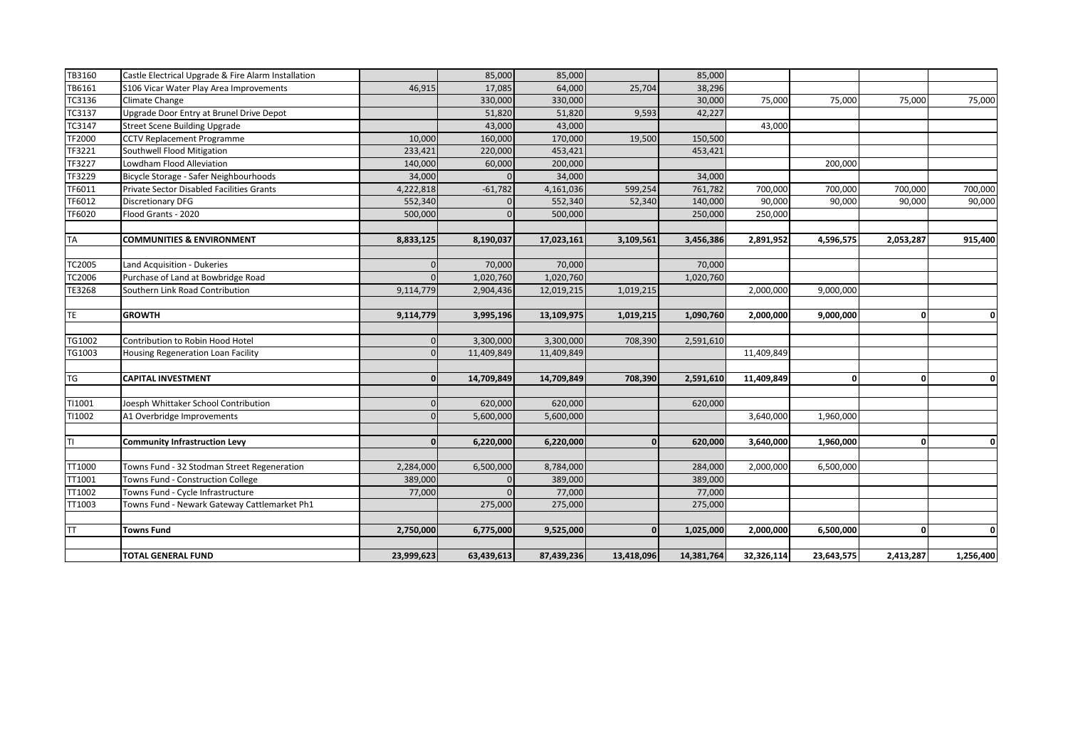| | | | | | | | | | | |
|---|---|---|---|---|---|---|---|---|---|---|
| TB3160 | Castle Electrical Upgrade & Fire Alarm Installation | | 85,000 | 85,000 | | 85,000 | | | | |
| TB6161 | S106 Vicar Water Play Area Improvements | 46,915 | 17,085 | 64,000 | 25,704 | 38,296 | | | | |
| TC3136 | Climate Change | | 330,000 | 330,000 | | 30,000 | 75,000 | 75,000 | 75,000 | 75,000 |
| TC3137 | Upgrade Door Entry at Brunel Drive Depot | | 51,820 | 51,820 | 9,593 | 42,227 | | | | |
| TC3147 | Street Scene Building Upgrade | | 43,000 | 43,000 | | | 43,000 | | | |
| TF2000 | CCTV Replacement Programme | 10,000 | 160,000 | 170,000 | 19,500 | 150,500 | | | | |
| TF3221 | Southwell Flood Mitigation | 233,421 | 220,000 | 453,421 | | 453,421 | | | | |
| TF3227 | Lowdham Flood Alleviation | 140,000 | 60,000 | 200,000 | | | | 200,000 | | |
| TF3229 | Bicycle Storage - Safer Neighbourhoods | 34,000 | 0 | 34,000 | | 34,000 | | | | |
| TF6011 | Private Sector Disabled Facilities Grants | 4,222,818 | -61,782 | 4,161,036 | 599,254 | 761,782 | 700,000 | 700,000 | 700,000 | 700,000 |
| TF6012 | Discretionary DFG | 552,340 | 0 | 552,340 | 52,340 | 140,000 | 90,000 | 90,000 | 90,000 | 90,000 |
| TF6020 | Flood Grants - 2020 | 500,000 | 0 | 500,000 | | 250,000 | 250,000 | | | |
| | | | | | | | | | | |
| TA | **COMMUNITIES & ENVIRONMENT** | **8,833,125** | **8,190,037** | **17,023,161** | **3,109,561** | **3,456,386** | **2,891,952** | **4,596,575** | **2,053,287** | **915,400** |
| | | | | | | | | | | |
| TC2005 | Land Acquisition - Dukeries | 0 | 70,000 | 70,000 | | 70,000 | | | | |
| TC2006 | Purchase of Land at Bowbridge Road | 0 | 1,020,760 | 1,020,760 | | 1,020,760 | | | | |
| TE3268 | Southern Link Road Contribution | 9,114,779 | 2,904,436 | 12,019,215 | 1,019,215 | | 2,000,000 | 9,000,000 | | |
| | | | | | | | | | | |
| TE | **GROWTH** | **9,114,779** | **3,995,196** | **13,109,975** | **1,019,215** | **1,090,760** | **2,000,000** | **9,000,000** | **0** | **0** |
| | | | | | | | | | | |
| TG1002 | Contribution to Robin Hood Hotel | 0 | 3,300,000 | 3,300,000 | 708,390 | 2,591,610 | | | | |
| TG1003 | Housing Regeneration Loan Facility | 0 | 11,409,849 | 11,409,849 | | | 11,409,849 | | | |
| | | | | | | | | | | |
| TG | **CAPITAL INVESTMENT** | **0** | **14,709,849** | **14,709,849** | **708,390** | **2,591,610** | **11,409,849** | **0** | **0** | **0** |
| | | | | | | | | | | |
| TI1001 | Joesph Whittaker School Contribution | 0 | 620,000 | 620,000 | | 620,000 | | | | |
| TI1002 | A1 Overbridge Improvements | 0 | 5,600,000 | 5,600,000 | | | 3,640,000 | 1,960,000 | | |
| | | | | | | | | | | |
| TI | **Community Infrastruction Levy** | **0** | **6,220,000** | **6,220,000** | **0** | **620,000** | **3,640,000** | **1,960,000** | **0** | **0** |
| | | | | | | | | | | |
| TT1000 | Towns Fund - 32 Stodman Street Regeneration | 2,284,000 | 6,500,000 | 8,784,000 | | 284,000 | 2,000,000 | 6,500,000 | | |
| TT1001 | Towns Fund - Construction College | 389,000 | 0 | 389,000 | | 389,000 | | | | |
| TT1002 | Towns Fund - Cycle Infrastructure | 77,000 | 0 | 77,000 | | 77,000 | | | | |
| TT1003 | Towns Fund - Newark Gateway Cattlemarket Ph1 | | 275,000 | 275,000 | | 275,000 | | | | |
| | | | | | | | | | | |
| TT | **Towns Fund** | **2,750,000** | **6,775,000** | **9,525,000** | **0** | **1,025,000** | **2,000,000** | **6,500,000** | **0** | **0** |
| | | | | | | | | | | |
| | **TOTAL GENERAL FUND** | **23,999,623** | **63,439,613** | **87,439,236** | **13,418,096** | **14,381,764** | **32,326,114** | **23,643,575** | **2,413,287** | **1,256,400** |